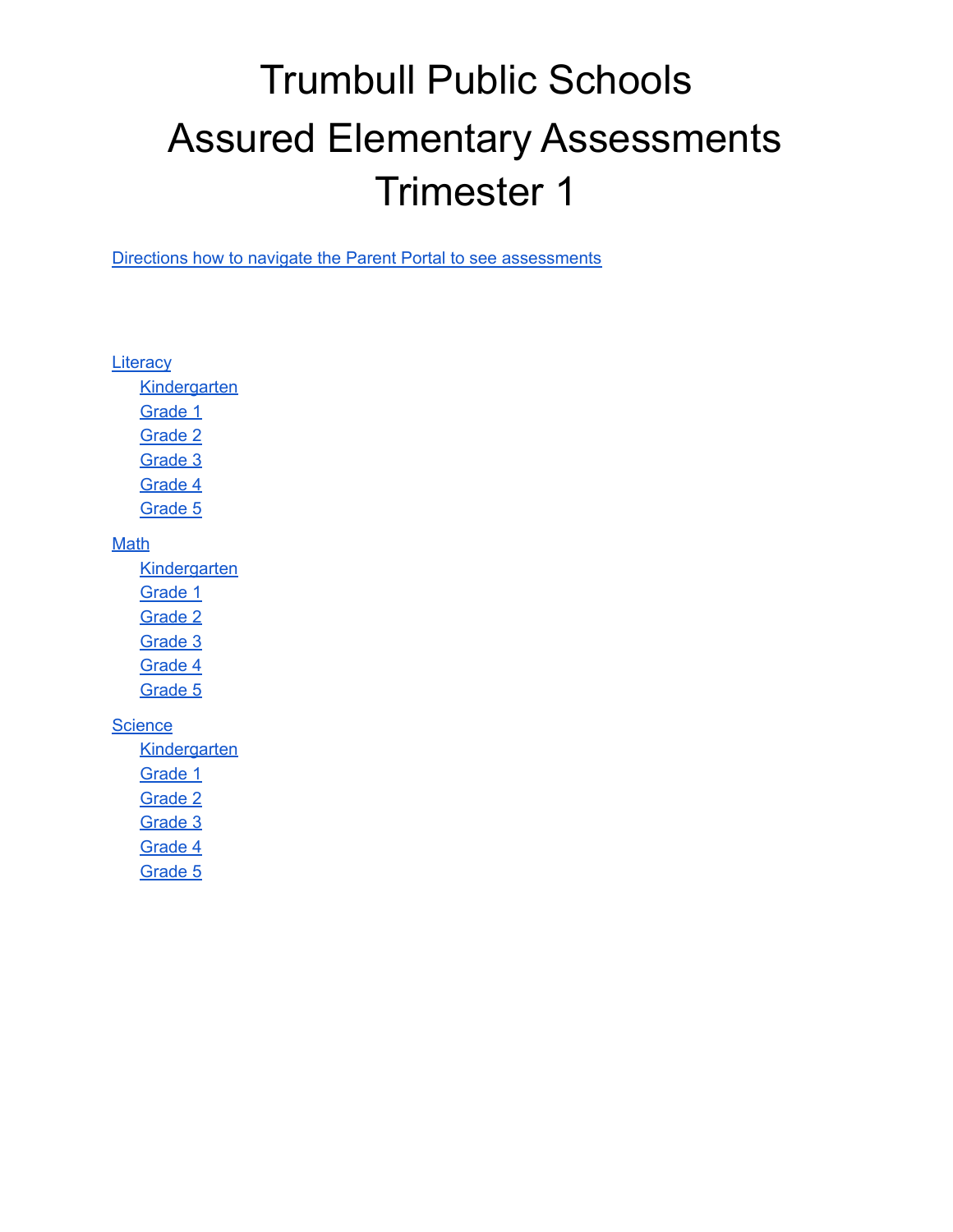# Trumbull Public Schools
# Assured Elementary Assessments
# Trimester 1

Directions how to navigate the Parent Portal to see assessments

- Literacy
  - Kindergarten
  - Grade 1
  - Grade 2
  - Grade 3
  - Grade 4
  - Grade 5
- Math
  - Kindergarten
  - Grade 1
  - Grade 2
  - Grade 3
  - Grade 4
  - Grade 5
- Science
  - Kindergarten
  - Grade 1
  - Grade 2
  - Grade 3
  - Grade 4
  - Grade 5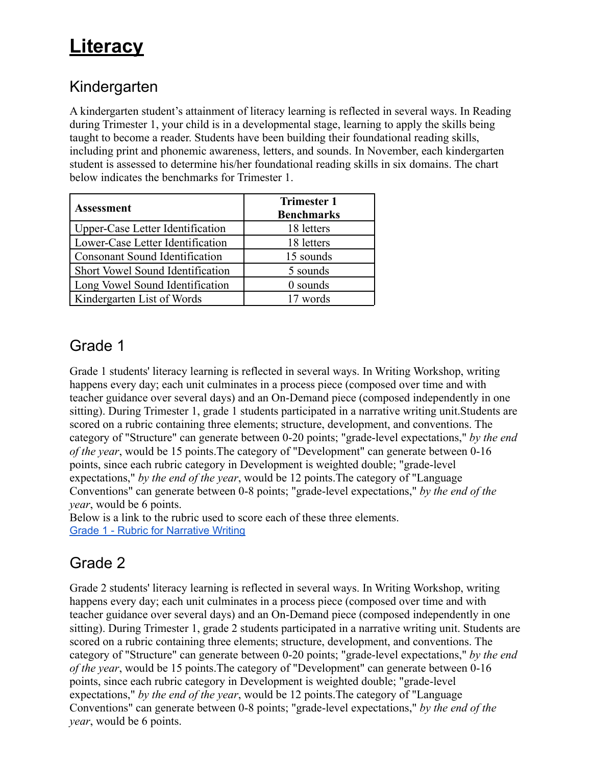# Literacy

## Kindergarten

A kindergarten student's attainment of literacy learning is reflected in several ways. In Reading during Trimester 1, your child is in a developmental stage, learning to apply the skills being taught to become a reader. Students have been building their foundational reading skills, including print and phonemic awareness, letters, and sounds. In November, each kindergarten student is assessed to determine his/her foundational reading skills in six domains. The chart below indicates the benchmarks for Trimester 1.

| Assessment | Trimester 1 Benchmarks |
|---|---|
| Upper-Case Letter Identification | 18 letters |
| Lower-Case Letter Identification | 18 letters |
| Consonant Sound Identification | 15 sounds |
| Short Vowel Sound Identification | 5 sounds |
| Long Vowel Sound Identification | 0 sounds |
| Kindergarten List of Words | 17 words |

## Grade 1

Grade 1 students' literacy learning is reflected in several ways. In Writing Workshop, writing happens every day; each unit culminates in a process piece (composed over time and with teacher guidance over several days) and an On-Demand piece (composed independently in one sitting). During Trimester 1, grade 1 students participated in a narrative writing unit.Students are scored on a rubric containing three elements; structure, development, and conventions. The category of "Structure" can generate between 0-20 points; "grade-level expectations," *by the end of the year*, would be 15 points.The category of "Development" can generate between 0-16 points, since each rubric category in Development is weighted double; "grade-level expectations," *by the end of the year*, would be 12 points.The category of "Language Conventions" can generate between 0-8 points; "grade-level expectations," *by the end of the year*, would be 6 points.
Below is a link to the rubric used to score each of these three elements.
[Grade 1 - Rubric for Narrative Writing]()

## Grade 2

Grade 2 students' literacy learning is reflected in several ways. In Writing Workshop, writing happens every day; each unit culminates in a process piece (composed over time and with teacher guidance over several days) and an On-Demand piece (composed independently in one sitting). During Trimester 1, grade 2 students participated in a narrative writing unit. Students are scored on a rubric containing three elements; structure, development, and conventions. The category of "Structure" can generate between 0-20 points; "grade-level expectations," *by the end of the year*, would be 15 points.The category of "Development" can generate between 0-16 points, since each rubric category in Development is weighted double; "grade-level expectations," *by the end of the year*, would be 12 points.The category of "Language Conventions" can generate between 0-8 points; "grade-level expectations," *by the end of the year*, would be 6 points.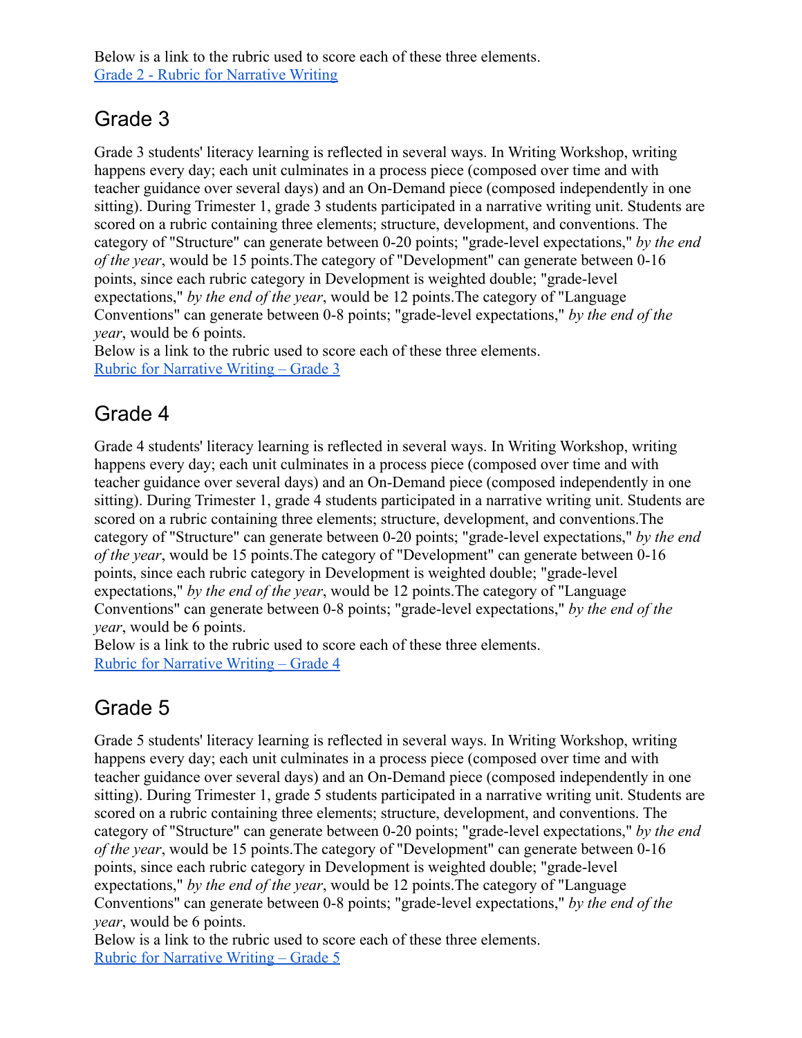Below is a link to the rubric used to score each of these three elements.
[Grade 2 - Rubric for Narrative Writing]

## Grade 3

Grade 3 students' literacy learning is reflected in several ways. In Writing Workshop, writing happens every day; each unit culminates in a process piece (composed over time and with teacher guidance over several days) and an On-Demand piece (composed independently in one sitting). During Trimester 1, grade 3 students participated in a narrative writing unit. Students are scored on a rubric containing three elements; structure, development, and conventions. The category of "Structure" can generate between 0-20 points; "grade-level expectations," *by the end of the year*, would be 15 points.The category of "Development" can generate between 0-16 points, since each rubric category in Development is weighted double; "grade-level expectations," *by the end of the year*, would be 12 points.The category of "Language Conventions" can generate between 0-8 points; "grade-level expectations," *by the end of the year*, would be 6 points.
Below is a link to the rubric used to score each of these three elements.
[Rubric for Narrative Writing – Grade 3]

## Grade 4

Grade 4 students' literacy learning is reflected in several ways. In Writing Workshop, writing happens every day; each unit culminates in a process piece (composed over time and with teacher guidance over several days) and an On-Demand piece (composed independently in one sitting). During Trimester 1, grade 4 students participated in a narrative writing unit. Students are scored on a rubric containing three elements; structure, development, and conventions.The category of "Structure" can generate between 0-20 points; "grade-level expectations," *by the end of the year*, would be 15 points.The category of "Development" can generate between 0-16 points, since each rubric category in Development is weighted double; "grade-level expectations," *by the end of the year*, would be 12 points.The category of "Language Conventions" can generate between 0-8 points; "grade-level expectations," *by the end of the year*, would be 6 points.
Below is a link to the rubric used to score each of these three elements.
[Rubric for Narrative Writing – Grade 4]

## Grade 5

Grade 5 students' literacy learning is reflected in several ways. In Writing Workshop, writing happens every day; each unit culminates in a process piece (composed over time and with teacher guidance over several days) and an On-Demand piece (composed independently in one sitting). During Trimester 1, grade 5 students participated in a narrative writing unit. Students are scored on a rubric containing three elements; structure, development, and conventions. The category of "Structure" can generate between 0-20 points; "grade-level expectations," *by the end of the year*, would be 15 points.The category of "Development" can generate between 0-16 points, since each rubric category in Development is weighted double; "grade-level expectations," *by the end of the year*, would be 12 points.The category of "Language Conventions" can generate between 0-8 points; "grade-level expectations," *by the end of the year*, would be 6 points.
Below is a link to the rubric used to score each of these three elements.
[Rubric for Narrative Writing – Grade 5]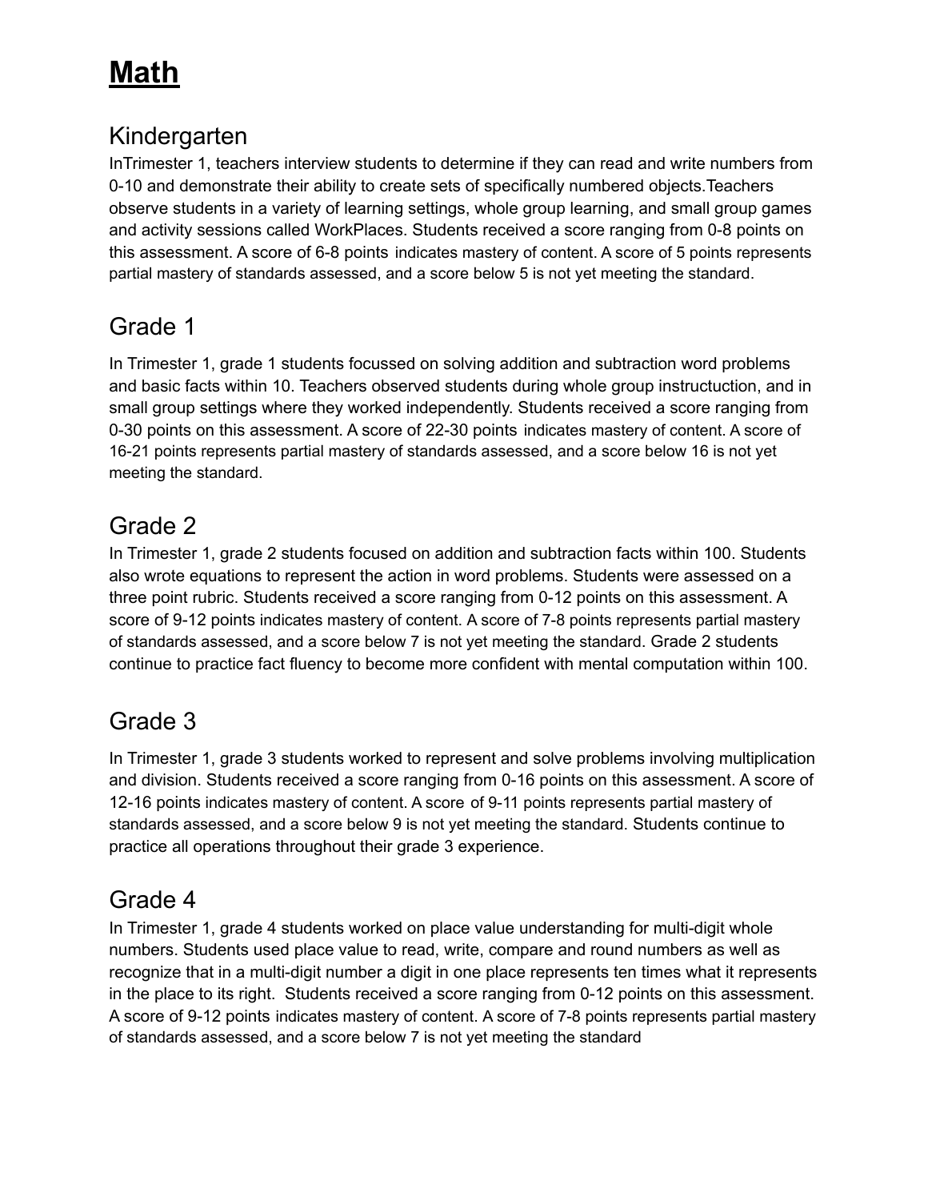# **Math**

## Kindergarten

InTrimester 1, teachers interview students to determine if they can read and write numbers from 0-10 and demonstrate their ability to create sets of specifically numbered objects.Teachers observe students in a variety of learning settings, whole group learning, and small group games and activity sessions called WorkPlaces. Students received a score ranging from 0-8 points on this assessment. A score of 6-8 points indicates mastery of content. A score of 5 points represents partial mastery of standards assessed, and a score below 5 is not yet meeting the standard.

## Grade 1

In Trimester 1, grade 1 students focussed on solving addition and subtraction word problems and basic facts within 10. Teachers observed students during whole group instructuction, and in small group settings where they worked independently. Students received a score ranging from 0-30 points on this assessment. A score of 22-30 points indicates mastery of content. A score of 16-21 points represents partial mastery of standards assessed, and a score below 16 is not yet meeting the standard.

## Grade 2

In Trimester 1, grade 2 students focused on addition and subtraction facts within 100. Students also wrote equations to represent the action in word problems. Students were assessed on a three point rubric. Students received a score ranging from 0-12 points on this assessment. A score of 9-12 points indicates mastery of content. A score of 7-8 points represents partial mastery of standards assessed, and a score below 7 is not yet meeting the standard. Grade 2 students continue to practice fact fluency to become more confident with mental computation within 100.

## Grade 3

In Trimester 1, grade 3 students worked to represent and solve problems involving multiplication and division. Students received a score ranging from 0-16 points on this assessment. A score of 12-16 points indicates mastery of content. A score of 9-11 points represents partial mastery of standards assessed, and a score below 9 is not yet meeting the standard. Students continue to practice all operations throughout their grade 3 experience.

## Grade 4

In Trimester 1, grade 4 students worked on place value understanding for multi-digit whole numbers. Students used place value to read, write, compare and round numbers as well as recognize that in a multi-digit number a digit in one place represents ten times what it represents in the place to its right. Students received a score ranging from 0-12 points on this assessment. A score of 9-12 points indicates mastery of content. A score of 7-8 points represents partial mastery of standards assessed, and a score below 7 is not yet meeting the standard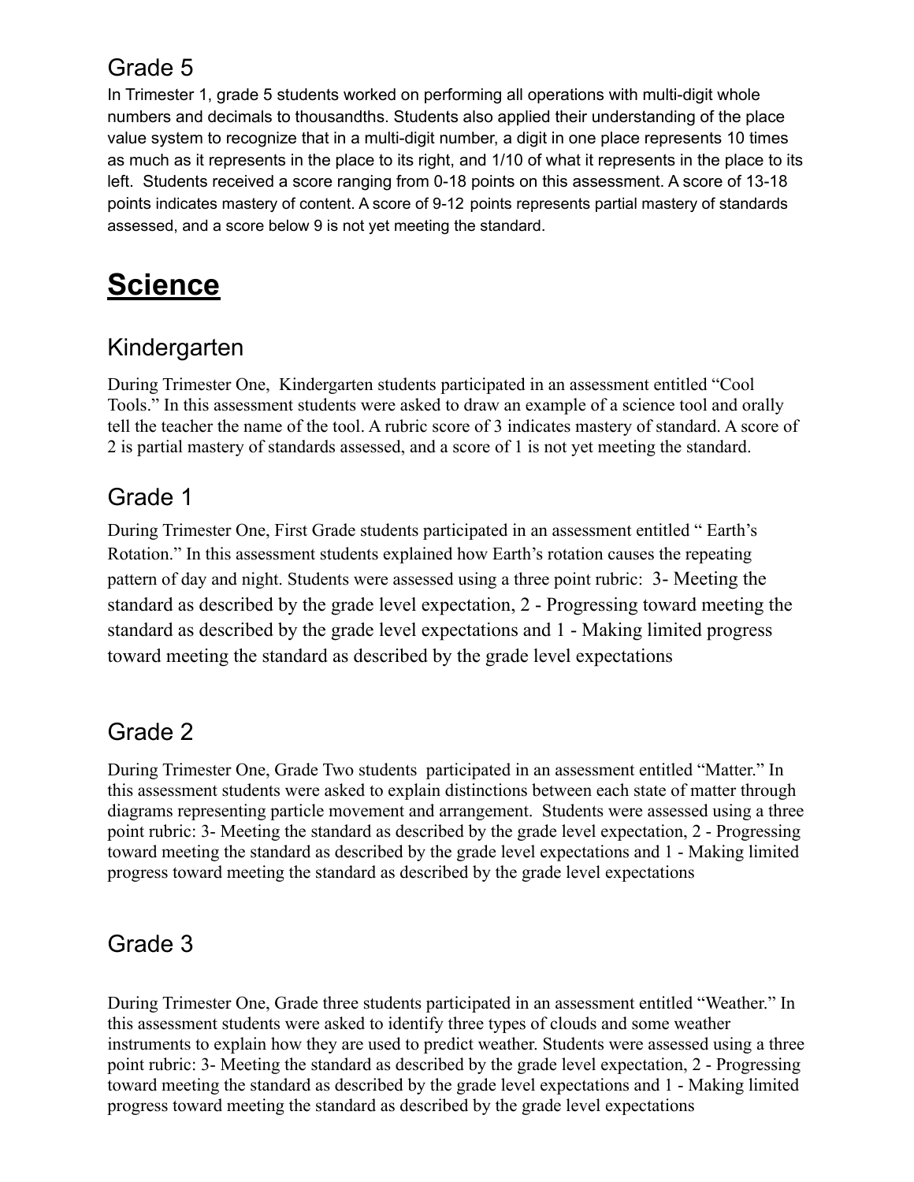## Grade 5

In Trimester 1, grade 5 students worked on performing all operations with multi-digit whole numbers and decimals to thousandths. Students also applied their understanding of the place value system to recognize that in a multi-digit number, a digit in one place represents 10 times as much as it represents in the place to its right, and 1/10 of what it represents in the place to its left. Students received a score ranging from 0-18 points on this assessment. A score of 13-18 points indicates mastery of content. A score of 9-12 points represents partial mastery of standards assessed, and a score below 9 is not yet meeting the standard.

# Science

## Kindergarten

During Trimester One, Kindergarten students participated in an assessment entitled "Cool Tools." In this assessment students were asked to draw an example of a science tool and orally tell the teacher the name of the tool. A rubric score of 3 indicates mastery of standard. A score of 2 is partial mastery of standards assessed, and a score of 1 is not yet meeting the standard.

## Grade 1

During Trimester One, First Grade students participated in an assessment entitled " Earth's Rotation." In this assessment students explained how Earth's rotation causes the repeating pattern of day and night. Students were assessed using a three point rubric: 3- Meeting the standard as described by the grade level expectation, 2 - Progressing toward meeting the standard as described by the grade level expectations and 1 - Making limited progress toward meeting the standard as described by the grade level expectations

## Grade 2

During Trimester One, Grade Two students participated in an assessment entitled "Matter." In this assessment students were asked to explain distinctions between each state of matter through diagrams representing particle movement and arrangement. Students were assessed using a three point rubric: 3- Meeting the standard as described by the grade level expectation, 2 - Progressing toward meeting the standard as described by the grade level expectations and 1 - Making limited progress toward meeting the standard as described by the grade level expectations

## Grade 3

During Trimester One, Grade three students participated in an assessment entitled "Weather." In this assessment students were asked to identify three types of clouds and some weather instruments to explain how they are used to predict weather. Students were assessed using a three point rubric: 3- Meeting the standard as described by the grade level expectation, 2 - Progressing toward meeting the standard as described by the grade level expectations and 1 - Making limited progress toward meeting the standard as described by the grade level expectations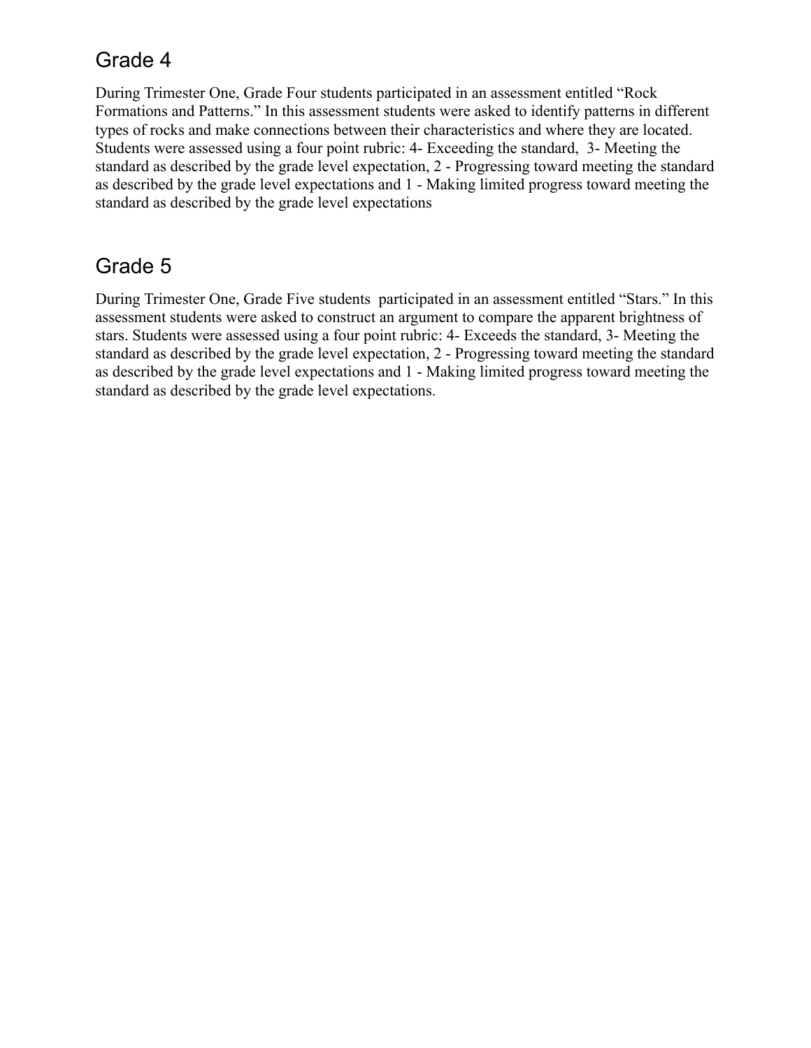## Grade 4

During Trimester One, Grade Four students participated in an assessment entitled "Rock Formations and Patterns." In this assessment students were asked to identify patterns in different types of rocks and make connections between their characteristics and where they are located. Students were assessed using a four point rubric: 4- Exceeding the standard, 3- Meeting the standard as described by the grade level expectation, 2 - Progressing toward meeting the standard as described by the grade level expectations and 1 - Making limited progress toward meeting the standard as described by the grade level expectations

## Grade 5

During Trimester One, Grade Five students participated in an assessment entitled "Stars." In this assessment students were asked to construct an argument to compare the apparent brightness of stars. Students were assessed using a four point rubric: 4- Exceeds the standard, 3- Meeting the standard as described by the grade level expectation, 2 - Progressing toward meeting the standard as described by the grade level expectations and 1 - Making limited progress toward meeting the standard as described by the grade level expectations.